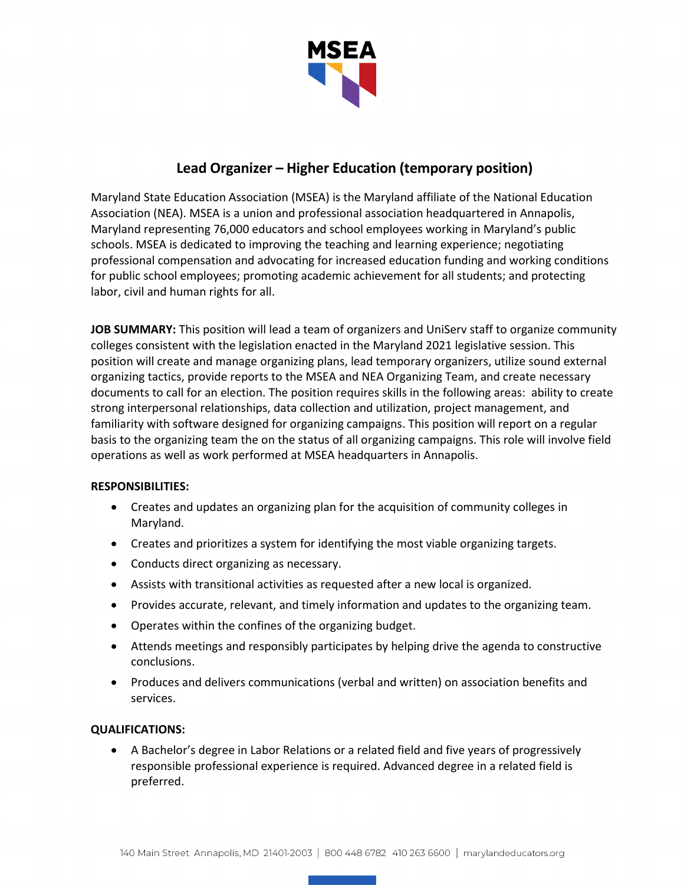# Lead Organizer – Higher Education (temporary position)

Maryland State Education Association (MSEA) is the Maryland affiliate of the National Education Association (NEA). MSEA is a union and professional association headquartered in Annapolis, Maryland representing 76,000 educators and school employees working in Maryland's public schools. MSEA is dedicated to improving the teaching and learning experience; negotiating professional compensation and advocating for increased education funding and working conditions for public school employees; promoting academic achievement for all students; and protecting labor, civil and human rights for all.

**JOB SUMMARY:** This position will lead a team of organizers and UniServ staff to organize community colleges consistent with the legislation enacted in the Maryland 2021 legislative session. This position will create and manage organizing plans, lead temporary organizers, utilize sound external organizing tactics, provide reports to the MSEA and NEA Organizing Team, and create necessary documents to call for an election. The position requires skills in the following areas: ability to create strong interpersonal relationships, data collection and utilization, project management, and familiarity with software designed for organizing campaigns. This position will report on a regular basis to the organizing team the on the status of all organizing campaigns. This role will involve field operations as well as work performed at MSEA headquarters in Annapolis.

**RESPONSIBILITIES:**

- Creates and updates an organizing plan for the acquisition of community colleges in Maryland.
- Creates and prioritizes a system for identifying the most viable organizing targets.
- Conducts direct organizing as necessary.
- Assists with transitional activities as requested after a new local is organized.
- Provides accurate, relevant, and timely information and updates to the organizing team.
- Operates within the confines of the organizing budget.
- Attends meetings and responsibly participates by helping drive the agenda to constructive conclusions.
- Produces and delivers communications (verbal and written) on association benefits and services.

**QUALIFICATIONS:**

- A Bachelor's degree in Labor Relations or a related field and five years of progressively responsible professional experience is required. Advanced degree in a related field is preferred.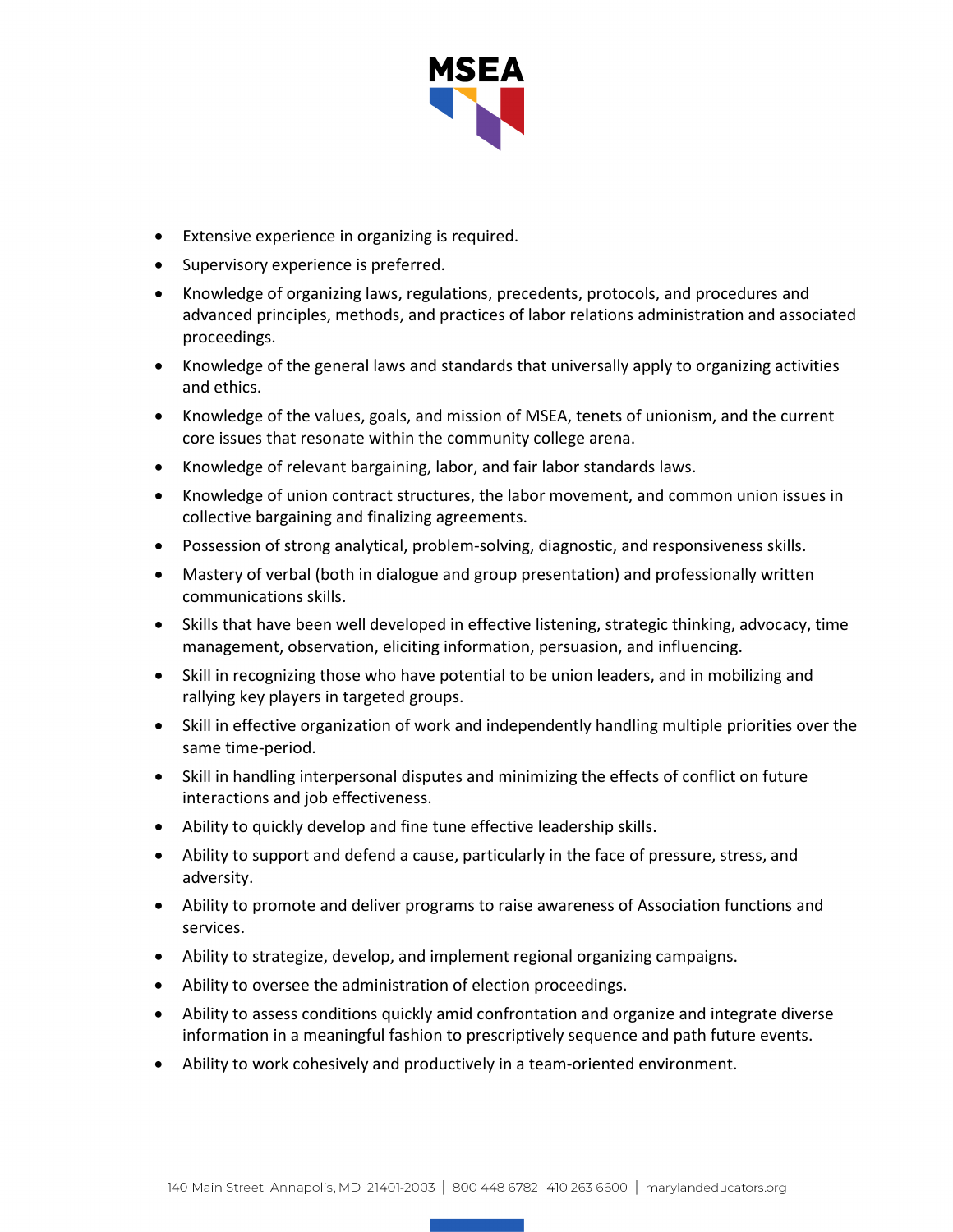- Extensive experience in organizing is required.
- Supervisory experience is preferred.
- Knowledge of organizing laws, regulations, precedents, protocols, and procedures and advanced principles, methods, and practices of labor relations administration and associated proceedings.
- Knowledge of the general laws and standards that universally apply to organizing activities and ethics.
- Knowledge of the values, goals, and mission of MSEA, tenets of unionism, and the current core issues that resonate within the community college arena.
- Knowledge of relevant bargaining, labor, and fair labor standards laws.
- Knowledge of union contract structures, the labor movement, and common union issues in collective bargaining and finalizing agreements.
- Possession of strong analytical, problem-solving, diagnostic, and responsiveness skills.
- Mastery of verbal (both in dialogue and group presentation) and professionally written communications skills.
- Skills that have been well developed in effective listening, strategic thinking, advocacy, time management, observation, eliciting information, persuasion, and influencing.
- Skill in recognizing those who have potential to be union leaders, and in mobilizing and rallying key players in targeted groups.
- Skill in effective organization of work and independently handling multiple priorities over the same time-period.
- Skill in handling interpersonal disputes and minimizing the effects of conflict on future interactions and job effectiveness.
- Ability to quickly develop and fine tune effective leadership skills.
- Ability to support and defend a cause, particularly in the face of pressure, stress, and adversity.
- Ability to promote and deliver programs to raise awareness of Association functions and services.
- Ability to strategize, develop, and implement regional organizing campaigns.
- Ability to oversee the administration of election proceedings.
- Ability to assess conditions quickly amid confrontation and organize and integrate diverse information in a meaningful fashion to prescriptively sequence and path future events.
- Ability to work cohesively and productively in a team-oriented environment.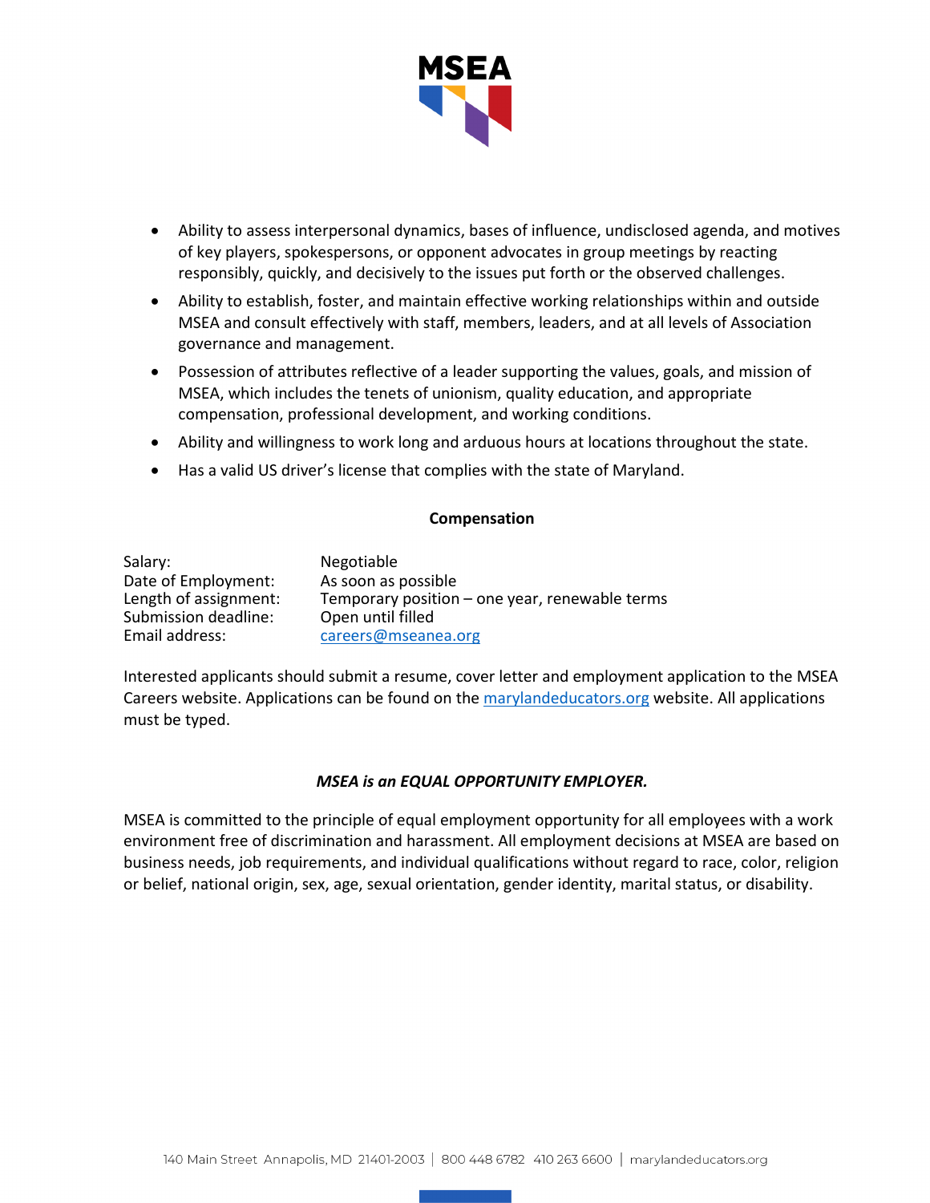- Ability to assess interpersonal dynamics, bases of influence, undisclosed agenda, and motives of key players, spokespersons, or opponent advocates in group meetings by reacting responsibly, quickly, and decisively to the issues put forth or the observed challenges.
- Ability to establish, foster, and maintain effective working relationships within and outside MSEA and consult effectively with staff, members, leaders, and at all levels of Association governance and management.
- Possession of attributes reflective of a leader supporting the values, goals, and mission of MSEA, which includes the tenets of unionism, quality education, and appropriate compensation, professional development, and working conditions.
- Ability and willingness to work long and arduous hours at locations throughout the state.
- Has a valid US driver's license that complies with the state of Maryland.

**Compensation**

| | |
|---|---|
| Salary: | Negotiable |
| Date of Employment: | As soon as possible |
| Length of assignment: | Temporary position – one year, renewable terms |
| Submission deadline: | Open until filled |
| Email address: | careers@mseanea.org |

Interested applicants should submit a resume, cover letter and employment application to the MSEA Careers website. Applications can be found on the marylandeducators.org website. All applications must be typed.

***MSEA is an EQUAL OPPORTUNITY EMPLOYER.***

MSEA is committed to the principle of equal employment opportunity for all employees with a work environment free of discrimination and harassment. All employment decisions at MSEA are based on business needs, job requirements, and individual qualifications without regard to race, color, religion or belief, national origin, sex, age, sexual orientation, gender identity, marital status, or disability.